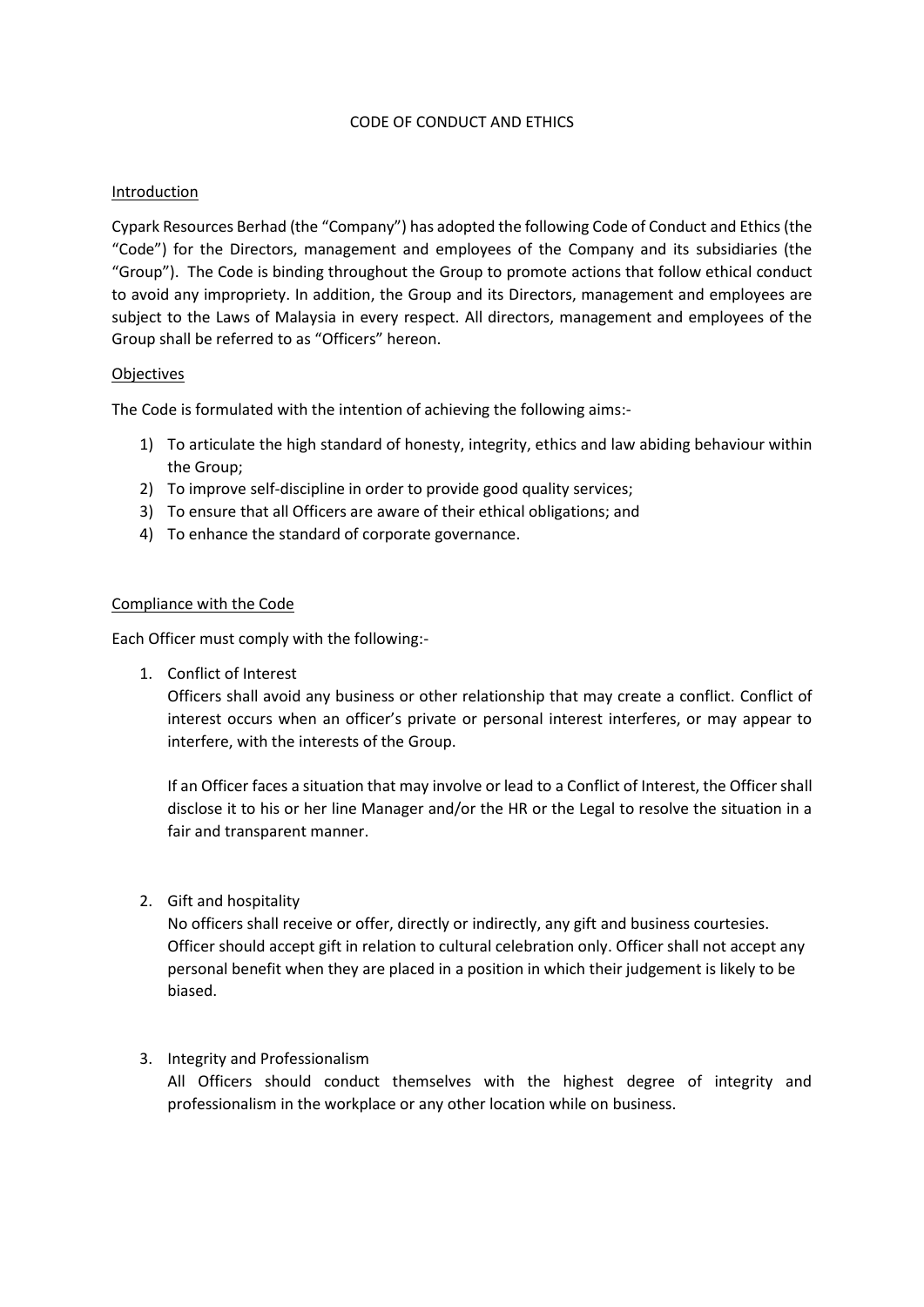# CODE OF CONDUCT AND ETHICS

## Introduction

Cypark Resources Berhad (the "Company") has adopted the following Code of Conduct and Ethics (the "Code") for the Directors, management and employees of the Company and its subsidiaries (the "Group"). The Code is binding throughout the Group to promote actions that follow ethical conduct to avoid any impropriety. In addition, the Group and its Directors, management and employees are subject to the Laws of Malaysia in every respect. All directors, management and employees of the Group shall be referred to as "Officers" hereon.

## Objectives

The Code is formulated with the intention of achieving the following aims:-

1) To articulate the high standard of honesty, integrity, ethics and law abiding behaviour within the Group;
2) To improve self-discipline in order to provide good quality services;
3) To ensure that all Officers are aware of their ethical obligations; and
4) To enhance the standard of corporate governance.

## Compliance with the Code

Each Officer must comply with the following:-

1. Conflict of Interest

   Officers shall avoid any business or other relationship that may create a conflict. Conflict of interest occurs when an officer's private or personal interest interferes, or may appear to interfere, with the interests of the Group.

   If an Officer faces a situation that may involve or lead to a Conflict of Interest, the Officer shall disclose it to his or her line Manager and/or the HR or the Legal to resolve the situation in a fair and transparent manner.

2. Gift and hospitality

   No officers shall receive or offer, directly or indirectly, any gift and business courtesies. Officer should accept gift in relation to cultural celebration only. Officer shall not accept any personal benefit when they are placed in a position in which their judgement is likely to be biased.

3. Integrity and Professionalism

   All Officers should conduct themselves with the highest degree of integrity and professionalism in the workplace or any other location while on business.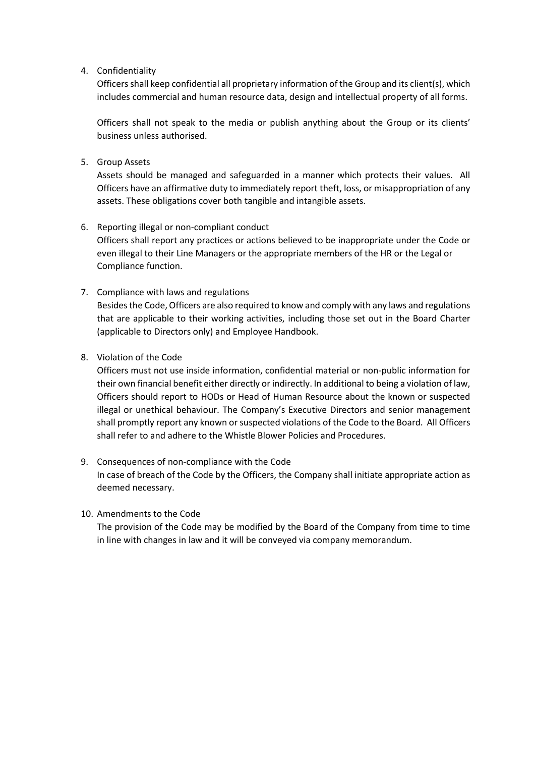4. Confidentiality

   Officers shall keep confidential all proprietary information of the Group and its client(s), which includes commercial and human resource data, design and intellectual property of all forms.

   Officers shall not speak to the media or publish anything about the Group or its clients' business unless authorised.

5. Group Assets

   Assets should be managed and safeguarded in a manner which protects their values. All Officers have an affirmative duty to immediately report theft, loss, or misappropriation of any assets. These obligations cover both tangible and intangible assets.

6. Reporting illegal or non-compliant conduct

   Officers shall report any practices or actions believed to be inappropriate under the Code or even illegal to their Line Managers or the appropriate members of the HR or the Legal or Compliance function.

7. Compliance with laws and regulations

   Besides the Code, Officers are also required to know and comply with any laws and regulations that are applicable to their working activities, including those set out in the Board Charter (applicable to Directors only) and Employee Handbook.

8. Violation of the Code

   Officers must not use inside information, confidential material or non-public information for their own financial benefit either directly or indirectly. In additional to being a violation of law, Officers should report to HODs or Head of Human Resource about the known or suspected illegal or unethical behaviour. The Company's Executive Directors and senior management shall promptly report any known or suspected violations of the Code to the Board. All Officers shall refer to and adhere to the Whistle Blower Policies and Procedures.

9. Consequences of non-compliance with the Code

   In case of breach of the Code by the Officers, the Company shall initiate appropriate action as deemed necessary.

10. Amendments to the Code

    The provision of the Code may be modified by the Board of the Company from time to time in line with changes in law and it will be conveyed via company memorandum.